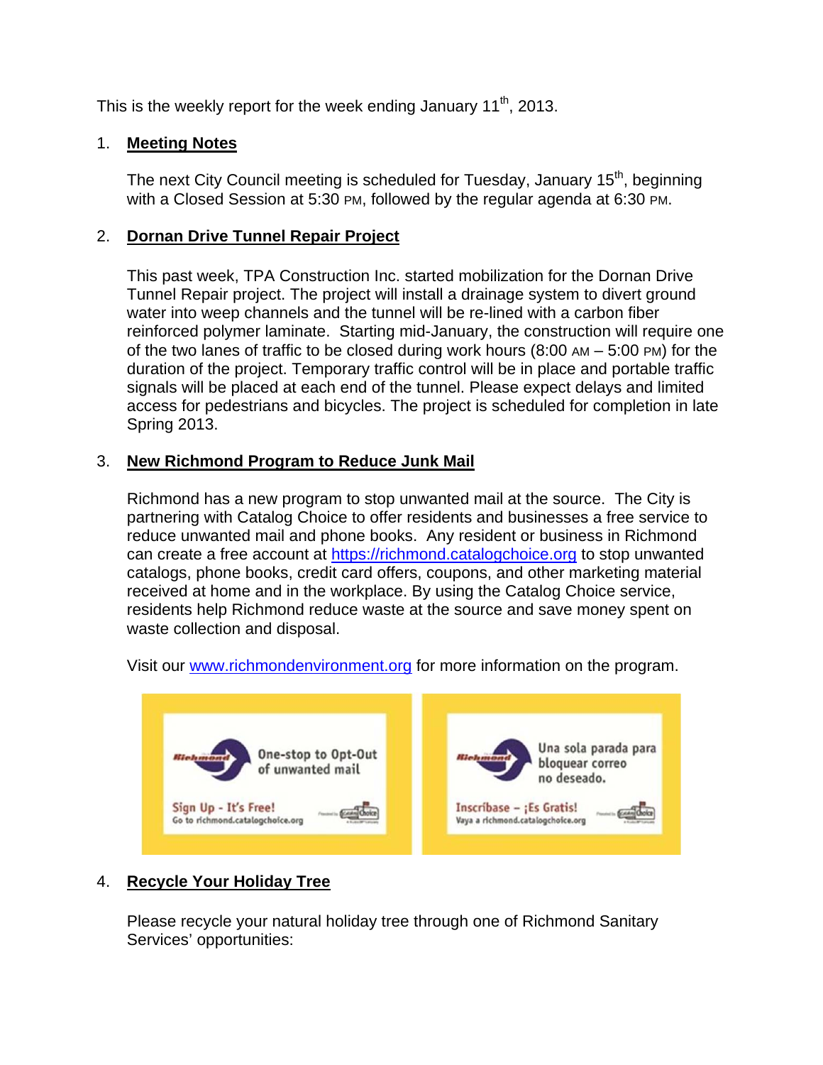This is the weekly report for the week ending January 11th, 2013.

1. **Meeting Notes**

   The next City Council meeting is scheduled for Tuesday, January 15th, beginning with a Closed Session at 5:30 PM, followed by the regular agenda at 6:30 PM.

2. **Dornan Drive Tunnel Repair Project**

   This past week, TPA Construction Inc. started mobilization for the Dornan Drive Tunnel Repair project. The project will install a drainage system to divert ground water into weep channels and the tunnel will be re-lined with a carbon fiber reinforced polymer laminate. Starting mid-January, the construction will require one of the two lanes of traffic to be closed during work hours (8:00 AM – 5:00 PM) for the duration of the project. Temporary traffic control will be in place and portable traffic signals will be placed at each end of the tunnel. Please expect delays and limited access for pedestrians and bicycles. The project is scheduled for completion in late Spring 2013.

3. **New Richmond Program to Reduce Junk Mail**

   Richmond has a new program to stop unwanted mail at the source. The City is partnering with Catalog Choice to offer residents and businesses a free service to reduce unwanted mail and phone books. Any resident or business in Richmond can create a free account at https://richmond.catalogchoice.org to stop unwanted catalogs, phone books, credit card offers, coupons, and other marketing material received at home and in the workplace. By using the Catalog Choice service, residents help Richmond reduce waste at the source and save money spent on waste collection and disposal.

   Visit our www.richmondenvironment.org for more information on the program.

   One-stop to Opt-Out of unwanted mail
   Sign Up - It's Free!
   Go to richmond.catalogchoice.org

   Una sola parada para bloquear correo no deseado.
   Inscríbase – ¡Es Gratis!
   Vaya a richmond.catalogchoice.org

4. **Recycle Your Holiday Tree**

   Please recycle your natural holiday tree through one of Richmond Sanitary Services' opportunities: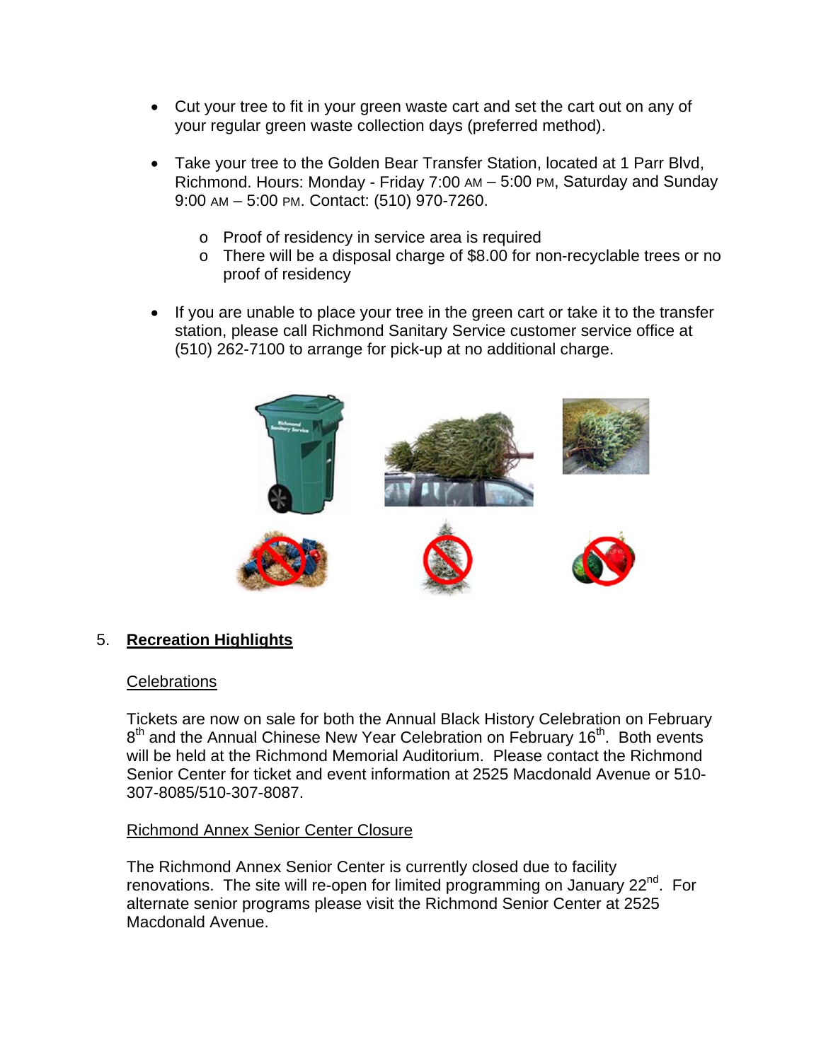- Cut your tree to fit in your green waste cart and set the cart out on any of your regular green waste collection days (preferred method).

- Take your tree to the Golden Bear Transfer Station, located at 1 Parr Blvd, Richmond. Hours: Monday - Friday 7:00 AM – 5:00 PM, Saturday and Sunday 9:00 AM – 5:00 PM. Contact: (510) 970-7260.

  - Proof of residency in service area is required
  - There will be a disposal charge of $8.00 for non-recyclable trees or no proof of residency

- If you are unable to place your tree in the green cart or take it to the transfer station, please call Richmond Sanitary Service customer service office at (510) 262-7100 to arrange for pick-up at no additional charge.

5. **Recreation Highlights**

Celebrations

Tickets are now on sale for both the Annual Black History Celebration on February 8th and the Annual Chinese New Year Celebration on February 16th. Both events will be held at the Richmond Memorial Auditorium. Please contact the Richmond Senior Center for ticket and event information at 2525 Macdonald Avenue or 510-307-8085/510-307-8087.

Richmond Annex Senior Center Closure

The Richmond Annex Senior Center is currently closed due to facility renovations. The site will re-open for limited programming on January 22nd. For alternate senior programs please visit the Richmond Senior Center at 2525 Macdonald Avenue.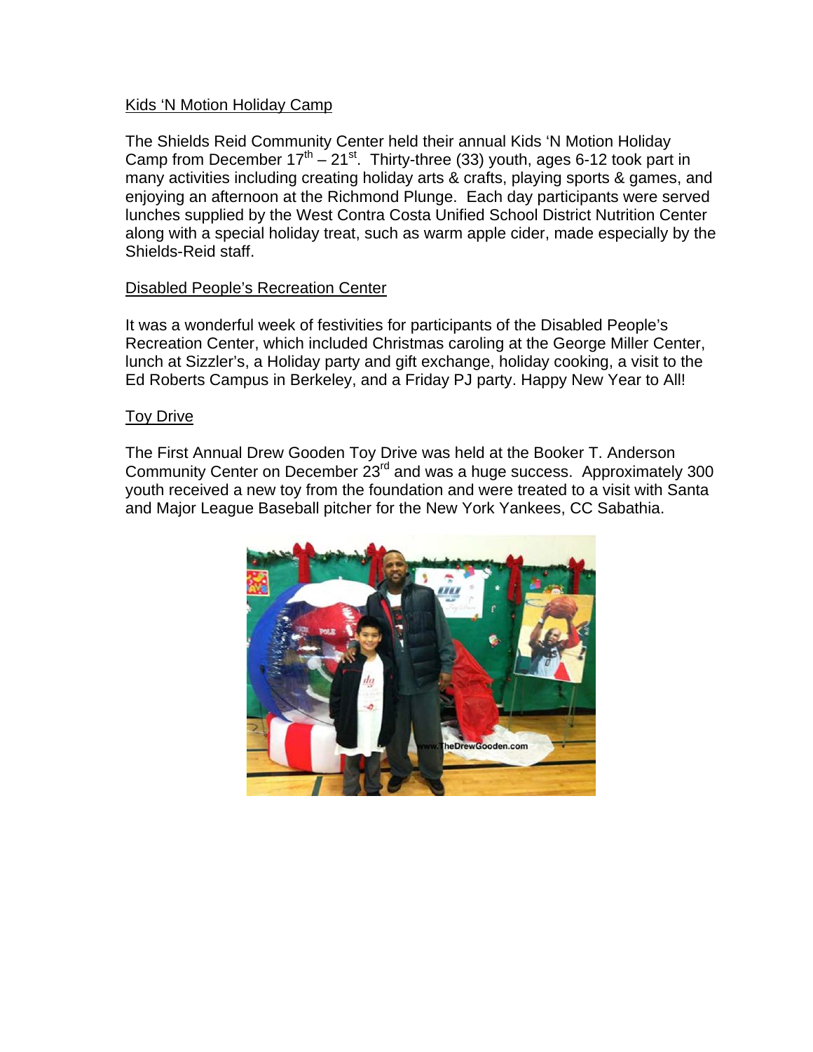<u>Kids 'N Motion Holiday Camp</u>

The Shields Reid Community Center held their annual Kids 'N Motion Holiday Camp from December 17th – 21st. Thirty-three (33) youth, ages 6-12 took part in many activities including creating holiday arts & crafts, playing sports & games, and enjoying an afternoon at the Richmond Plunge. Each day participants were served lunches supplied by the West Contra Costa Unified School District Nutrition Center along with a special holiday treat, such as warm apple cider, made especially by the Shields-Reid staff.

<u>Disabled People's Recreation Center</u>

It was a wonderful week of festivities for participants of the Disabled People's Recreation Center, which included Christmas caroling at the George Miller Center, lunch at Sizzler's, a Holiday party and gift exchange, holiday cooking, a visit to the Ed Roberts Campus in Berkeley, and a Friday PJ party. Happy New Year to All!

<u>Toy Drive</u>

The First Annual Drew Gooden Toy Drive was held at the Booker T. Anderson Community Center on December 23rd and was a huge success. Approximately 300 youth received a new toy from the foundation and were treated to a visit with Santa and Major League Baseball pitcher for the New York Yankees, CC Sabathia.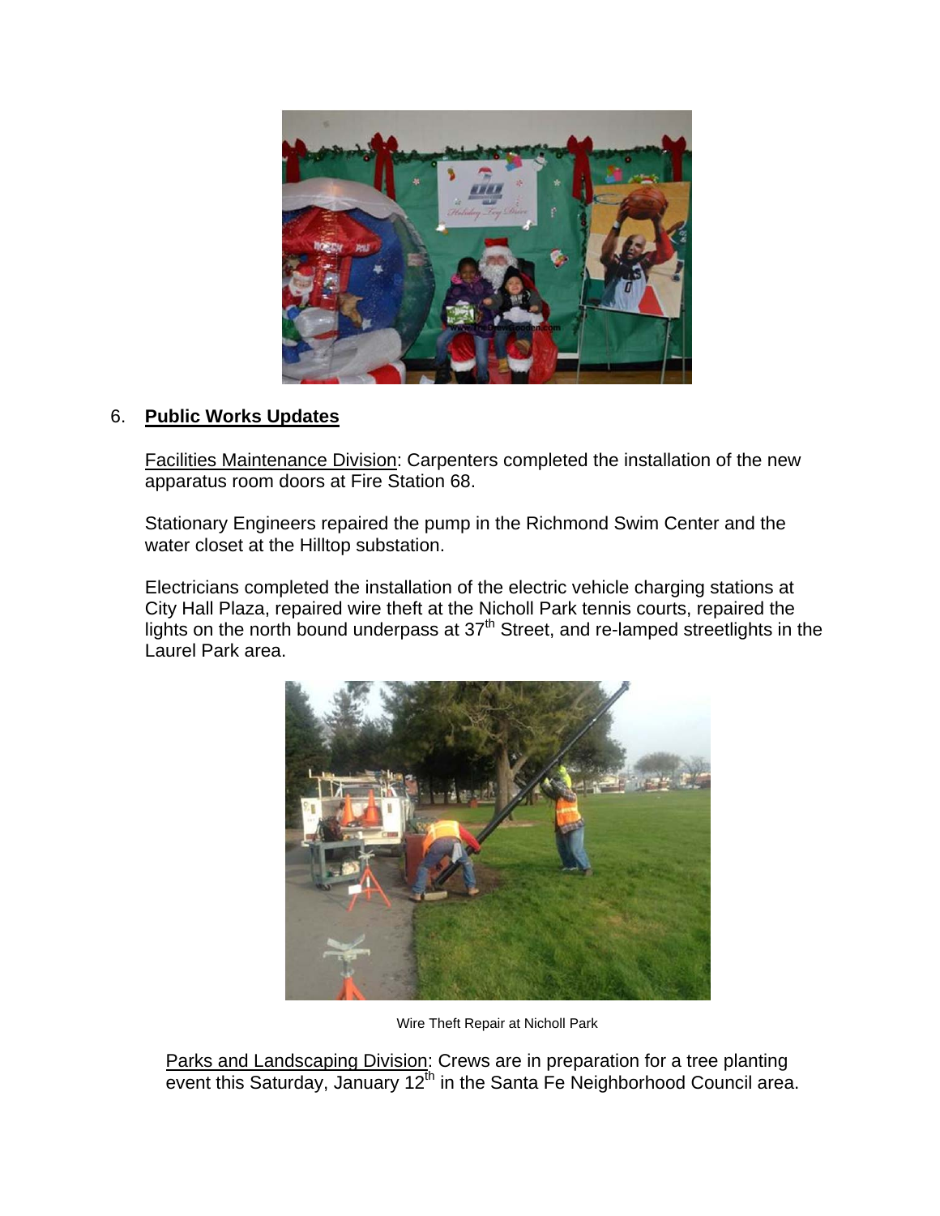6. **Public Works Updates**

Facilities Maintenance Division: Carpenters completed the installation of the new apparatus room doors at Fire Station 68.

Stationary Engineers repaired the pump in the Richmond Swim Center and the water closet at the Hilltop substation.

Electricians completed the installation of the electric vehicle charging stations at City Hall Plaza, repaired wire theft at the Nicholl Park tennis courts, repaired the lights on the north bound underpass at 37th Street, and re-lamped streetlights in the Laurel Park area.

Wire Theft Repair at Nicholl Park

Parks and Landscaping Division: Crews are in preparation for a tree planting event this Saturday, January 12th in the Santa Fe Neighborhood Council area.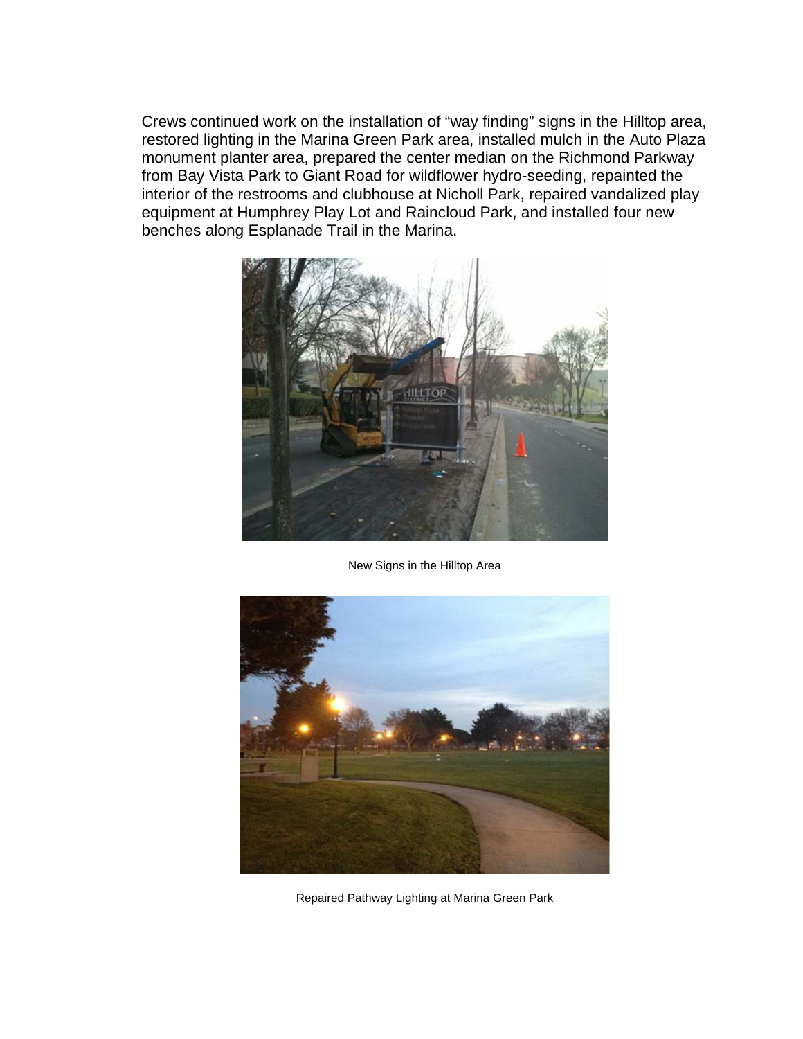Crews continued work on the installation of “way finding” signs in the Hilltop area, restored lighting in the Marina Green Park area, installed mulch in the Auto Plaza monument planter area, prepared the center median on the Richmond Parkway from Bay Vista Park to Giant Road for wildflower hydro-seeding, repainted the interior of the restrooms and clubhouse at Nicholl Park, repaired vandalized play equipment at Humphrey Play Lot and Raincloud Park, and installed four new benches along Esplanade Trail in the Marina.

New Signs in the Hilltop Area

Repaired Pathway Lighting at Marina Green Park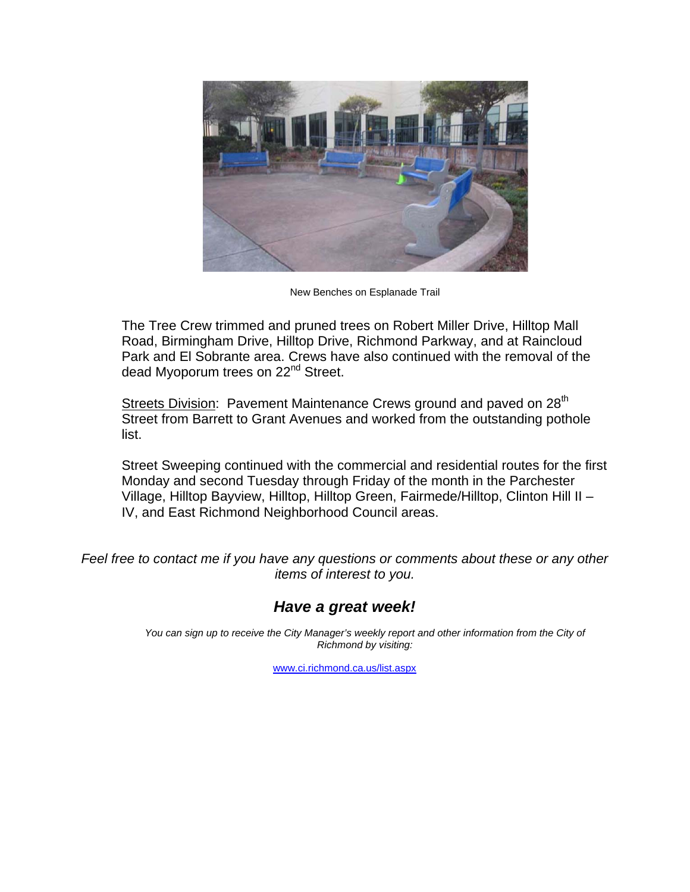New Benches on Esplanade Trail

The Tree Crew trimmed and pruned trees on Robert Miller Drive, Hilltop Mall Road, Birmingham Drive, Hilltop Drive, Richmond Parkway, and at Raincloud Park and El Sobrante area. Crews have also continued with the removal of the dead Myoporum trees on 22nd Street.

Streets Division: Pavement Maintenance Crews ground and paved on 28th Street from Barrett to Grant Avenues and worked from the outstanding pothole list.

Street Sweeping continued with the commercial and residential routes for the first Monday and second Tuesday through Friday of the month in the Parchester Village, Hilltop Bayview, Hilltop, Hilltop Green, Fairmede/Hilltop, Clinton Hill II – IV, and East Richmond Neighborhood Council areas.

*Feel free to contact me if you have any questions or comments about these or any other items of interest to you.*

***Have a great week!***

*You can sign up to receive the City Manager's weekly report and other information from the City of Richmond by visiting:*

www.ci.richmond.ca.us/list.aspx